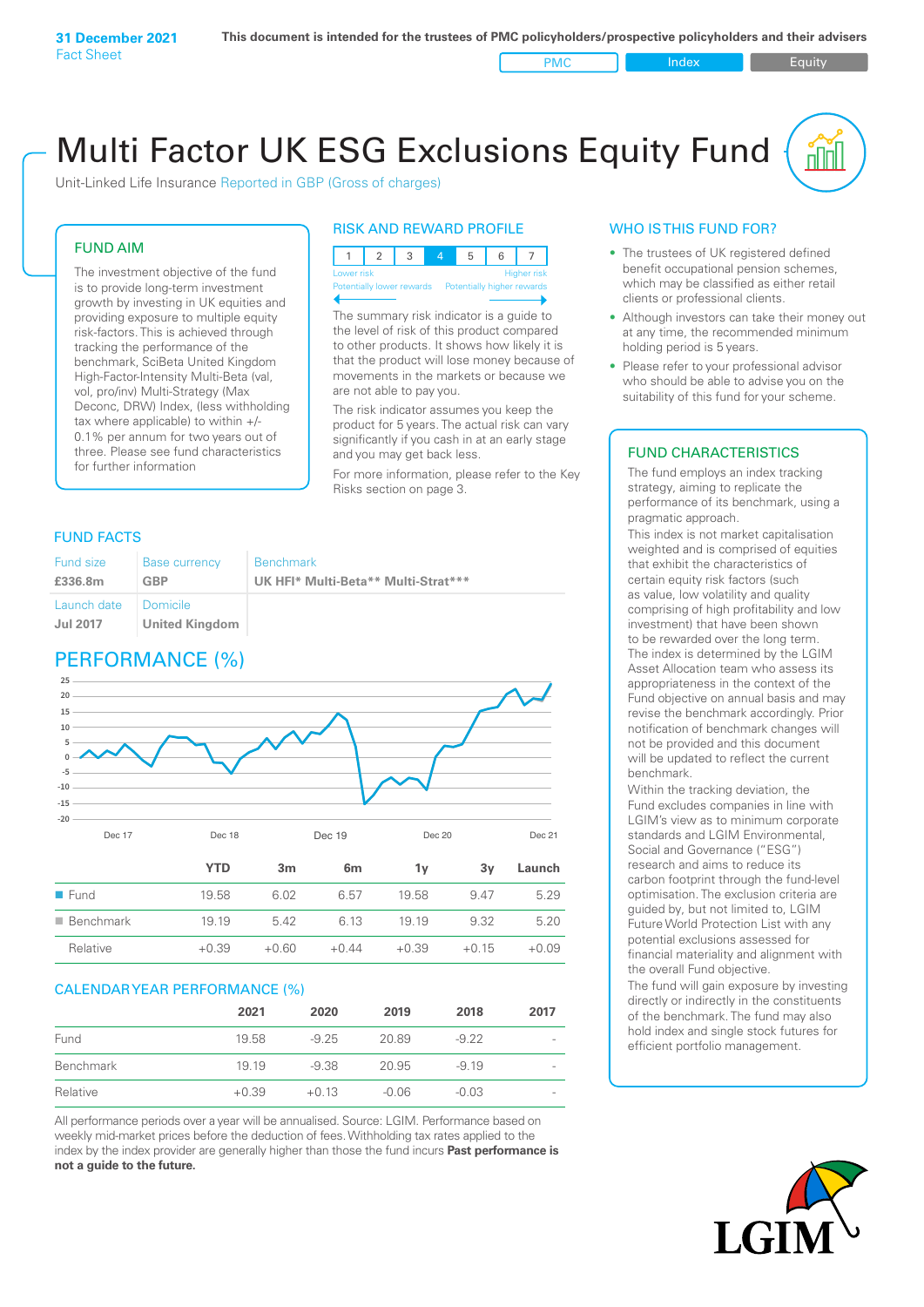**31 December 2021**
Fact Sheet

**This document is intended for the trustees of PMC policyholders/prospective policyholders and their advisers**

PMC | Index | Equity

# Multi Factor UK ESG Exclusions Equity Fund

Unit-Linked Life Insurance Reported in GBP (Gross of charges)

## FUND AIM

The investment objective of the fund is to provide long-term investment growth by investing in UK equities and providing exposure to multiple equity risk-factors. This is achieved through tracking the performance of the benchmark, SciBeta United Kingdom High-Factor-Intensity Multi-Beta (val, vol, pro/inv) Multi-Strategy (Max Deconc, DRW) Index, (less withholding tax where applicable) to within +/- 0.1% per annum for two years out of three. Please see fund characteristics for further information

## RISK AND REWARD PROFILE

| 1 | 2 | 3 | **4** | 5 | 6 | 7 |
|---|---|---|---|---|---|---|

Lower risk — Higher risk
Potentially lower rewards — Potentially higher rewards

The summary risk indicator is a guide to the level of risk of this product compared to other products. It shows how likely it is that the product will lose money because of movements in the markets or because we are not able to pay you.

The risk indicator assumes you keep the product for 5 years. The actual risk can vary significantly if you cash in at an early stage and you may get back less.

For more information, please refer to the Key Risks section on page 3.

## WHO IS THIS FUND FOR?

- The trustees of UK registered defined benefit occupational pension schemes, which may be classified as either retail clients or professional clients.
- Although investors can take their money out at any time, the recommended minimum holding period is 5 years.
- Please refer to your professional advisor who should be able to advise you on the suitability of this fund for your scheme.

## FUND FACTS

| Fund size | Base currency | Benchmark |
|---|---|---|
| **£336.8m** | **GBP** | **UK HFI\* Multi-Beta\*\* Multi-Strat\*\*\*** |
| Launch date | Domicile | |
| **Jul 2017** | **United Kingdom** | |

## PERFORMANCE (%)

| | YTD | 3m | 6m | 1y | 3y | Launch |
|---|---|---|---|---|---|---|
| Fund | 19.58 | 6.02 | 6.57 | 19.58 | 9.47 | 5.29 |
| Benchmark | 19.19 | 5.42 | 6.13 | 19.19 | 9.32 | 5.20 |
| Relative | +0.39 | +0.60 | +0.44 | +0.39 | +0.15 | +0.09 |

## CALENDAR YEAR PERFORMANCE (%)

| | 2021 | 2020 | 2019 | 2018 | 2017 |
|---|---|---|---|---|---|
| Fund | 19.58 | -9.25 | 20.89 | -9.22 | - |
| Benchmark | 19.19 | -9.38 | 20.95 | -9.19 | - |
| Relative | +0.39 | +0.13 | -0.06 | -0.03 | - |

All performance periods over a year will be annualised. Source: LGIM. Performance based on weekly mid-market prices before the deduction of fees. Withholding tax rates applied to the index by the index provider are generally higher than those the fund incurs **Past performance is not a guide to the future.**

## FUND CHARACTERISTICS

The fund employs an index tracking strategy, aiming to replicate the performance of its benchmark, using a pragmatic approach.

This index is not market capitalisation weighted and is comprised of equities that exhibit the characteristics of certain equity risk factors (such as value, low volatility and quality comprising of high profitability and low investment) that have been shown to be rewarded over the long term.

The index is determined by the LGIM Asset Allocation team who assess its appropriateness in the context of the Fund objective on annual basis and may revise the benchmark accordingly. Prior notification of benchmark changes will not be provided and this document will be updated to reflect the current benchmark.

Within the tracking deviation, the Fund excludes companies in line with LGIM's view as to minimum corporate standards and LGIM Environmental, Social and Governance ("ESG") research and aims to reduce its carbon footprint through the fund-level optimisation. The exclusion criteria are guided by, but not limited to, LGIM Future World Protection List with any potential exclusions assessed for financial materiality and alignment with the overall Fund objective.

The fund will gain exposure by investing directly or indirectly in the constituents of the benchmark. The fund may also hold index and single stock futures for efficient portfolio management.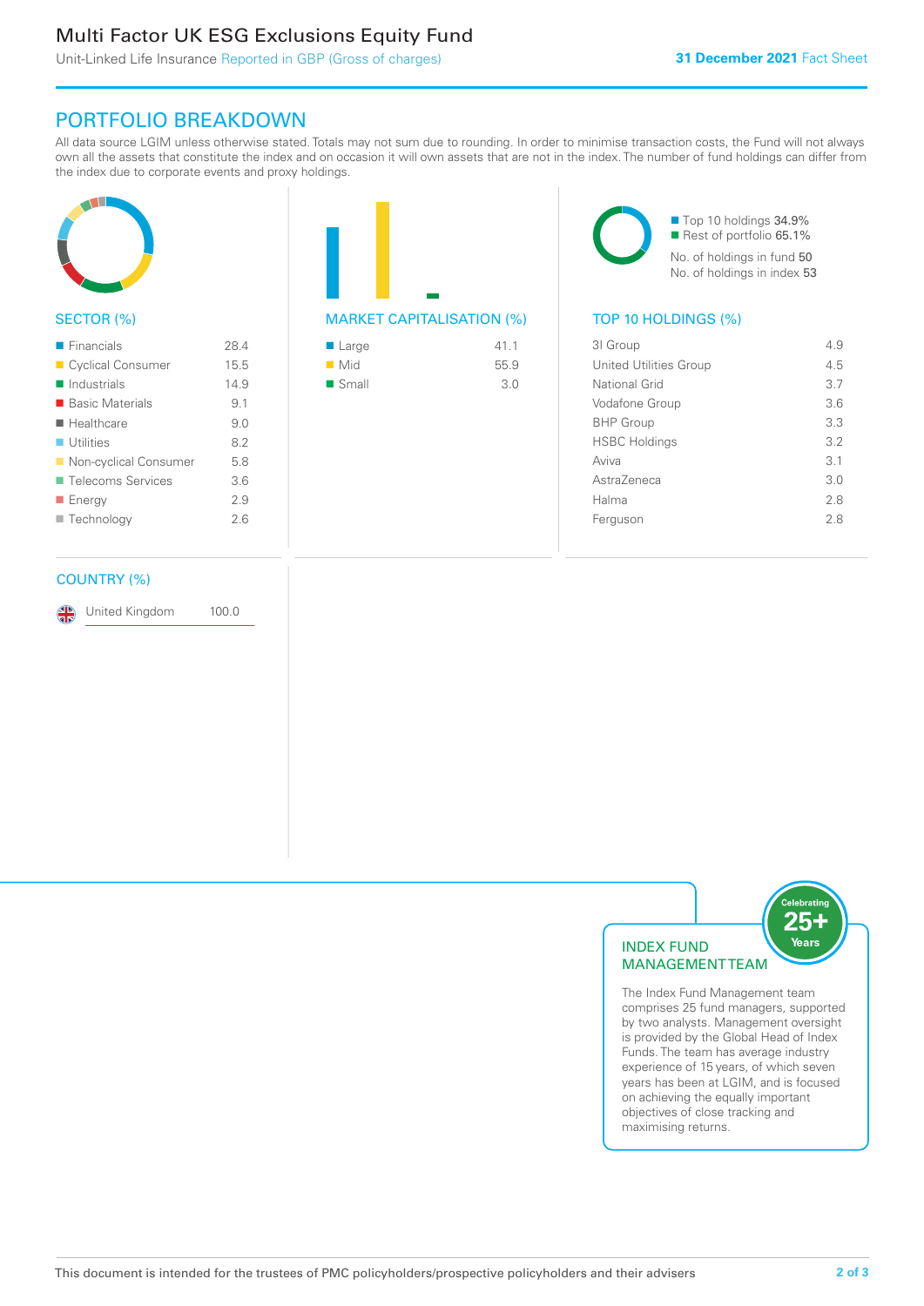# Multi Factor UK ESG Exclusions Equity Fund

Unit-Linked Life Insurance Reported in GBP (Gross of charges)

**31 December 2021** Fact Sheet

## PORTFOLIO BREAKDOWN

All data source LGIM unless otherwise stated. Totals may not sum due to rounding. In order to minimise transaction costs, the Fund will not always own all the assets that constitute the index and on occasion it will own assets that are not in the index. The number of fund holdings can differ from the index due to corporate events and proxy holdings.

### SECTOR (%)

| Sector | % |
|---|---|
| Financials | 28.4 |
| Cyclical Consumer | 15.5 |
| Industrials | 14.9 |
| Basic Materials | 9.1 |
| Healthcare | 9.0 |
| Utilities | 8.2 |
| Non-cyclical Consumer | 5.8 |
| Telecoms Services | 3.6 |
| Energy | 2.9 |
| Technology | 2.6 |

### MARKET CAPITALISATION (%)

| Market Capitalisation | % |
|---|---|
| Large | 41.1 |
| Mid | 55.9 |
| Small | 3.0 |

- Top 10 holdings 34.9%
- Rest of portfolio 65.1%

No. of holdings in fund 50

No. of holdings in index 53

### TOP 10 HOLDINGS (%)

| Holding | % |
|---|---|
| 3I Group | 4.9 |
| United Utilities Group | 4.5 |
| National Grid | 3.7 |
| Vodafone Group | 3.6 |
| BHP Group | 3.3 |
| HSBC Holdings | 3.2 |
| Aviva | 3.1 |
| AstraZeneca | 3.0 |
| Halma | 2.8 |
| Ferguson | 2.8 |

### COUNTRY (%)

| Country | % |
|---|---|
| United Kingdom | 100.0 |

### INDEX FUND MANAGEMENT TEAM

Celebrating 25+ Years

The Index Fund Management team comprises 25 fund managers, supported by two analysts. Management oversight is provided by the Global Head of Index Funds. The team has average industry experience of 15 years, of which seven years has been at LGIM, and is focused on achieving the equally important objectives of close tracking and maximising returns.

This document is intended for the trustees of PMC policyholders/prospective policyholders and their advisers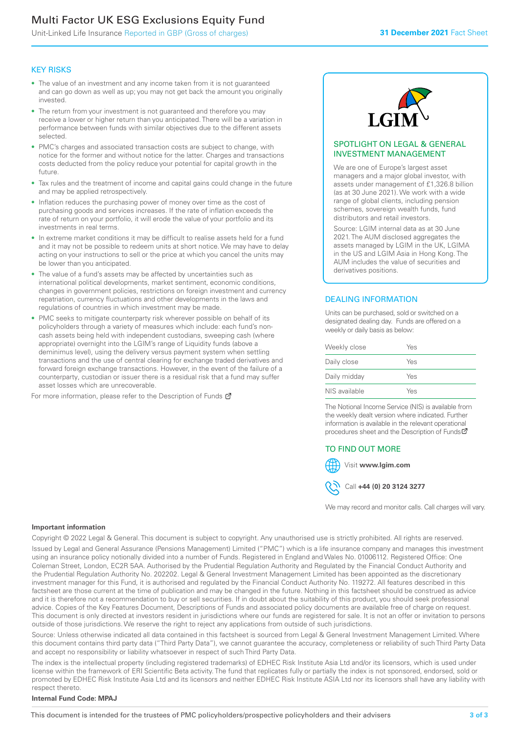# Multi Factor UK ESG Exclusions Equity Fund

Unit-Linked Life Insurance Reported in GBP (Gross of charges)

**31 December 2021** Fact Sheet

## KEY RISKS

- The value of an investment and any income taken from it is not guaranteed and can go down as well as up; you may not get back the amount you originally invested.
- The return from your investment is not guaranteed and therefore you may receive a lower or higher return than you anticipated. There will be a variation in performance between funds with similar objectives due to the different assets selected.
- PMC's charges and associated transaction costs are subject to change, with notice for the former and without notice for the latter. Charges and transactions costs deducted from the policy reduce your potential for capital growth in the future.
- Tax rules and the treatment of income and capital gains could change in the future and may be applied retrospectively.
- Inflation reduces the purchasing power of money over time as the cost of purchasing goods and services increases. If the rate of inflation exceeds the rate of return on your portfolio, it will erode the value of your portfolio and its investments in real terms.
- In extreme market conditions it may be difficult to realise assets held for a fund and it may not be possible to redeem units at short notice. We may have to delay acting on your instructions to sell or the price at which you cancel the units may be lower than you anticipated.
- The value of a fund's assets may be affected by uncertainties such as international political developments, market sentiment, economic conditions, changes in government policies, restrictions on foreign investment and currency repatriation, currency fluctuations and other developments in the laws and regulations of countries in which investment may be made.
- PMC seeks to mitigate counterparty risk wherever possible on behalf of its policyholders through a variety of measures which include: each fund's non-cash assets being held with independent custodians, sweeping cash (where appropriate) overnight into the LGIM's range of Liquidity funds (above a deminimus level), using the delivery versus payment system when settling transactions and the use of central clearing for exchange traded derivatives and forward foreign exchange transactions. However, in the event of the failure of a counterparty, custodian or issuer there is a residual risk that a fund may suffer asset losses which are unrecoverable.

For more information, please refer to the Description of Funds

LGIM

## SPOTLIGHT ON LEGAL & GENERAL INVESTMENT MANAGEMENT

We are one of Europe's largest asset managers and a major global investor, with assets under management of £1,326.8 billion (as at 30 June 2021). We work with a wide range of global clients, including pension schemes, sovereign wealth funds, fund distributors and retail investors.

Source: LGIM internal data as at 30 June 2021. The AUM disclosed aggregates the assets managed by LGIM in the UK, LGIMA in the US and LGIM Asia in Hong Kong. The AUM includes the value of securities and derivatives positions.

## DEALING INFORMATION

Units can be purchased, sold or switched on a designated dealing day. Funds are offered on a weekly or daily basis as below:

| | |
|---|---|
| Weekly close | Yes |
| Daily close | Yes |
| Daily midday | Yes |
| NIS available | Yes |

The Notional Income Service (NIS) is available from the weekly dealt version where indicated. Further information is available in the relevant operational procedures sheet and the Description of Funds

## TO FIND OUT MORE

Visit **www.lgim.com**

Call **+44 (0) 20 3124 3277**

We may record and monitor calls. Call charges will vary.

**Important information**

Copyright © 2022 Legal & General. This document is subject to copyright. Any unauthorised use is strictly prohibited. All rights are reserved.

Issued by Legal and General Assurance (Pensions Management) Limited ("PMC") which is a life insurance company and manages this investment using an insurance policy notionally divided into a number of Funds. Registered in England and Wales No. 01006112. Registered Office: One Coleman Street, London, EC2R 5AA. Authorised by the Prudential Regulation Authority and Regulated by the Financial Conduct Authority and the Prudential Regulation Authority No. 202202. Legal & General Investment Management Limited has been appointed as the discretionary investment manager for this Fund, it is authorised and regulated by the Financial Conduct Authority No. 119272. All features described in this factsheet are those current at the time of publication and may be changed in the future. Nothing in this factsheet should be construed as advice and it is therefore not a recommendation to buy or sell securities. If in doubt about the suitability of this product, you should seek professional advice. Copies of the Key Features Document, Descriptions of Funds and associated policy documents are available free of charge on request. This document is only directed at investors resident in jurisdictions where our funds are registered for sale. It is not an offer or invitation to persons outside of those jurisdictions. We reserve the right to reject any applications from outside of such jurisdictions.

Source: Unless otherwise indicated all data contained in this factsheet is sourced from Legal & General Investment Management Limited. Where this document contains third party data ("Third Party Data"), we cannot guarantee the accuracy, completeness or reliability of such Third Party Data and accept no responsibility or liability whatsoever in respect of such Third Party Data.

The index is the intellectual property (including registered trademarks) of EDHEC Risk Institute Asia Ltd and/or its licensors, which is used under license within the framework of ERI Scientific Beta activity. The fund that replicates fully or partially the index is not sponsored, endorsed, sold or promoted by EDHEC Risk Institute Asia Ltd and its licensors and neither EDHEC Risk Institute ASIA Ltd nor its licensors shall have any liability with respect thereto.

**Internal Fund Code: MPAJ**

This document is intended for the trustees of PMC policyholders/prospective policyholders and their advisers